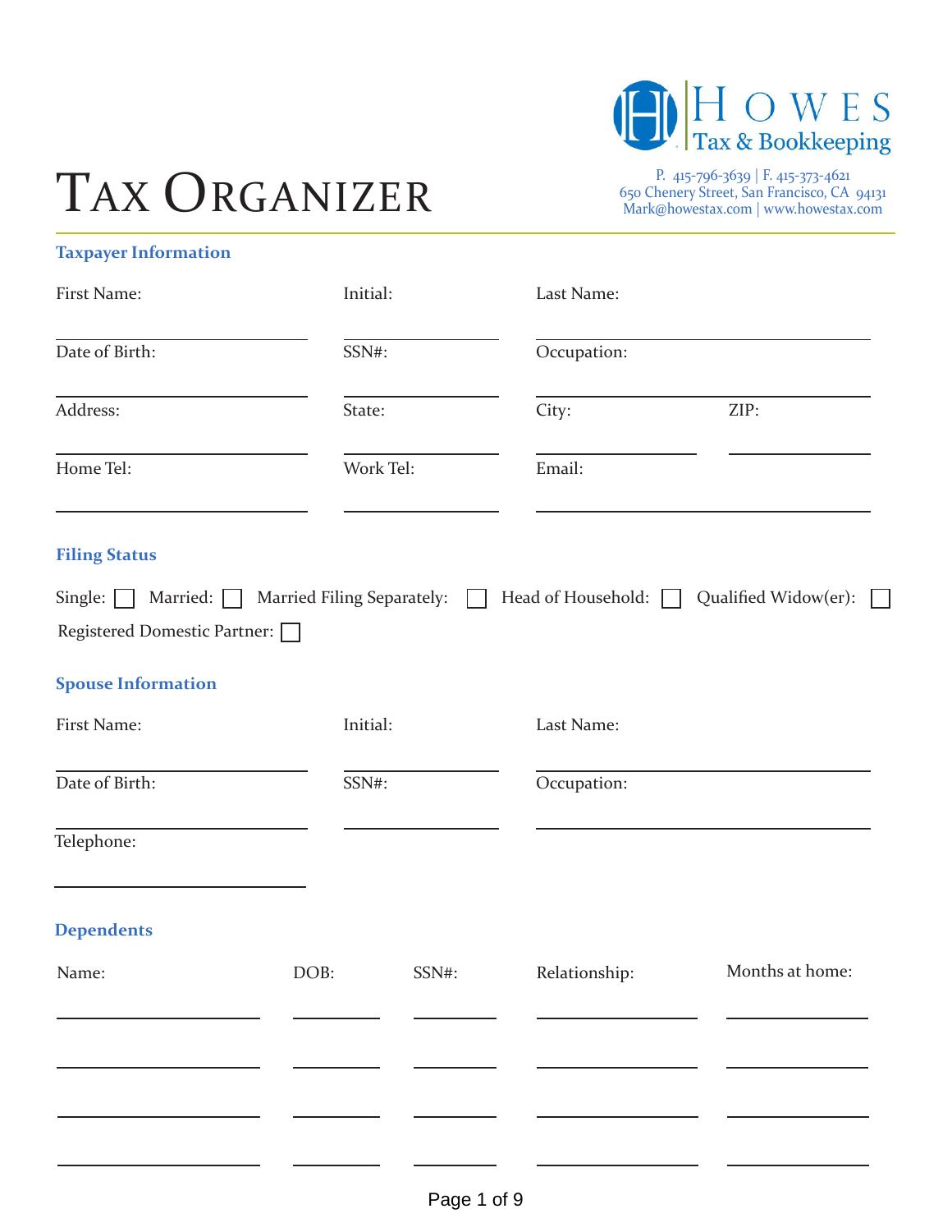# Tax Organizer

**HOWES Tax & Bookkeeping**

P. 415-796-3639 | F. 415-373-4621
650 Chenery Street, San Francisco, CA 94131
Mark@howestax.com | www.howestax.com

## Taxpayer Information

| First Name: | Initial: | Last Name: | |
|---|---|---|---|
| Date of Birth: | SSN#: | Occupation: | |
| Address: | State: | City: | ZIP: |
| Home Tel: | Work Tel: | Email: | |

## Filing Status

Single: ☐ Married: ☐ Married Filing Separately: ☐ Head of Household: ☐ Qualified Widow(er): ☐

Registered Domestic Partner: ☐

## Spouse Information

| First Name: | Initial: | Last Name: |
|---|---|---|
| Date of Birth: | SSN#: | Occupation: |
| Telephone: | | |

## Dependents

| Name: | DOB: | SSN#: | Relationship: | Months at home: |
|---|---|---|---|---|
| | | | | |
| | | | | |
| | | | | |
| | | | | |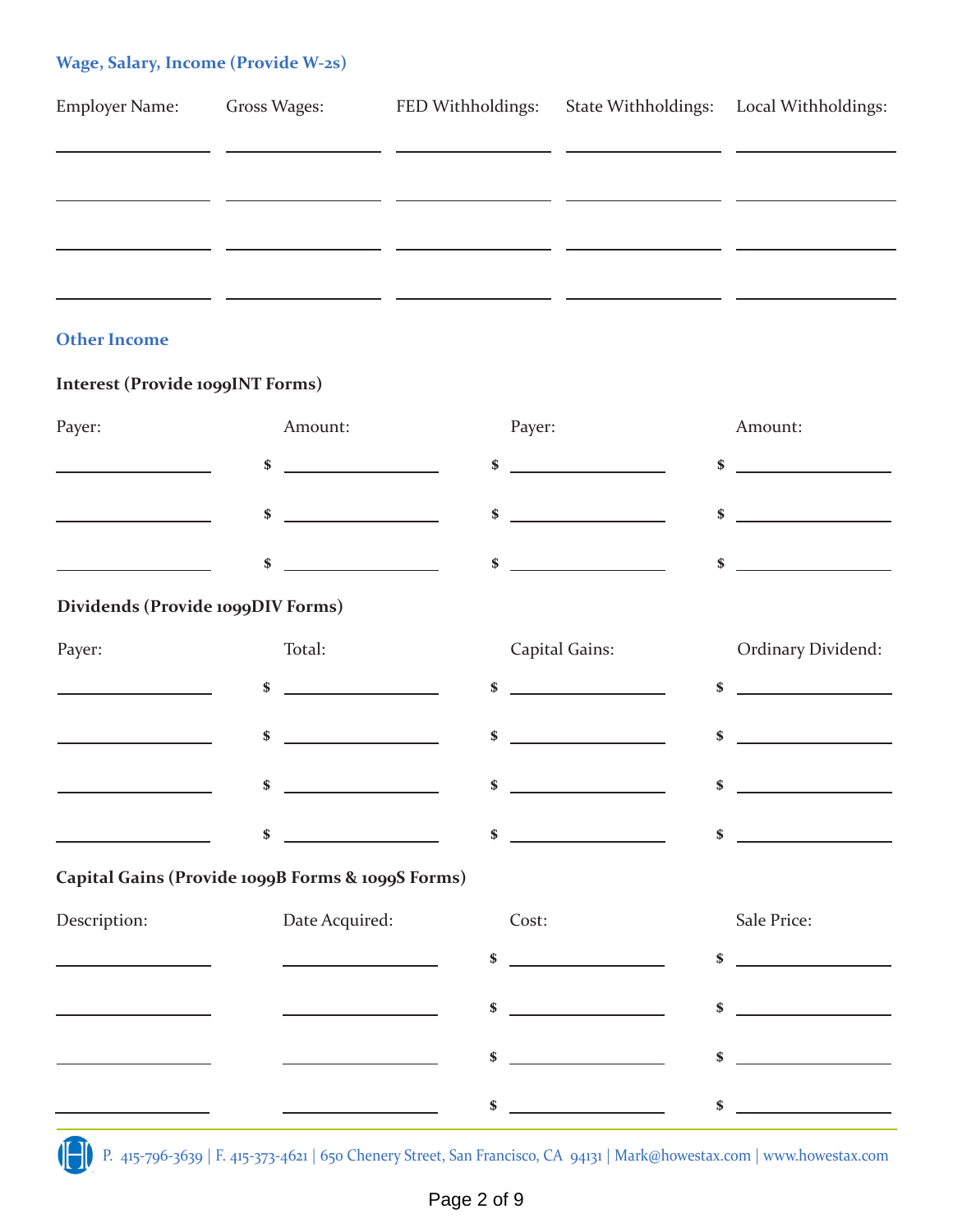### Wage, Salary, Income (Provide W-2s)

| Employer Name: | Gross Wages: | FED Withholdings: | State Withholdings: | Local Withholdings: |
|---|---|---|---|---|
| | | | | |
| | | | | |
| | | | | |
| | | | | |

### Other Income

**Interest (Provide 1099INT Forms)**

| Payer: | Amount: | Payer: | Amount: |
|---|---|---|---|
| | $ | $ | $ |
| | $ | $ | $ |
| | $ | $ | $ |

**Dividends (Provide 1099DIV Forms)**

| Payer: | Total: | Capital Gains: | Ordinary Dividend: |
|---|---|---|---|
| | $ | $ | $ |
| | $ | $ | $ |
| | $ | $ | $ |
| | $ | $ | $ |

**Capital Gains (Provide 1099B Forms & 1099S Forms)**

| Description: | Date Acquired: | Cost: | Sale Price: |
|---|---|---|---|
| | | $ | $ |
| | | $ | $ |
| | | $ | $ |
| | | $ | $ |

P. 415-796-3639 | F. 415-373-4621 | 650 Chenery Street, San Francisco, CA 94131 | Mark@howestax.com | www.howestax.com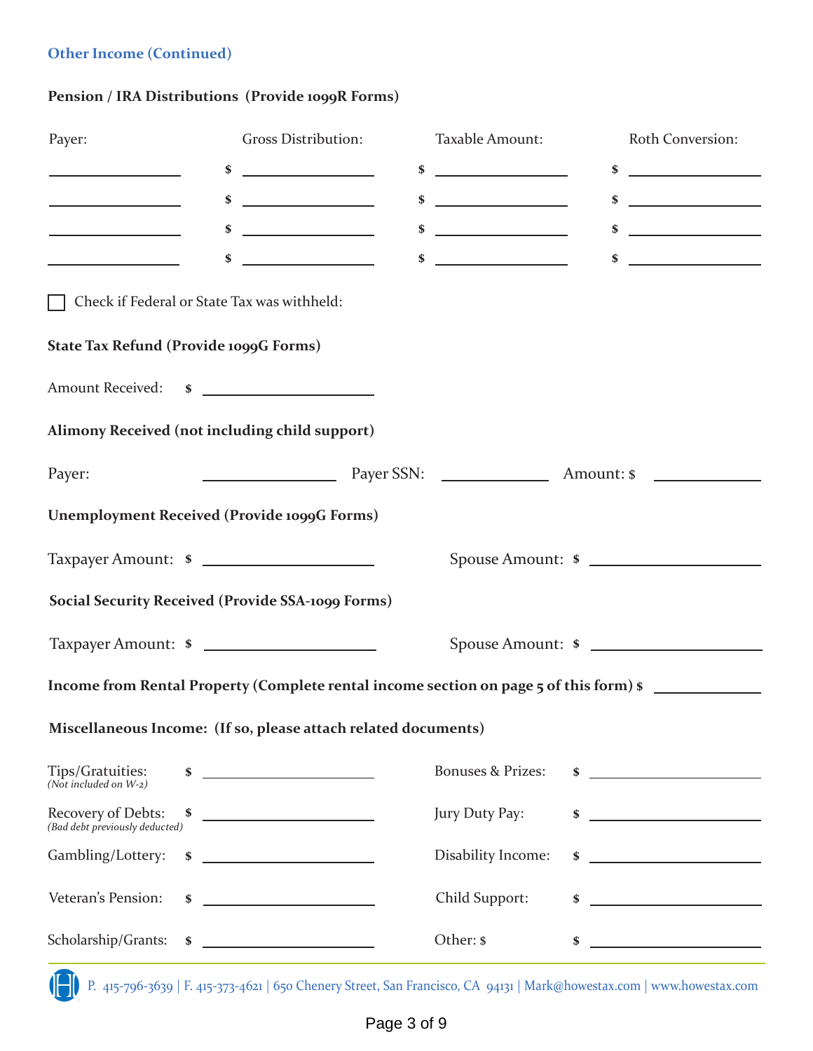### Other Income (Continued)

**Pension / IRA Distributions (Provide 1099R Forms)**

| Payer: | Gross Distribution: | Taxable Amount: | Roth Conversion: |
|---|---|---|---|
| ____________ | $ ____________ | $ ____________ | $ ____________ |
| ____________ | $ ____________ | $ ____________ | $ ____________ |
| ____________ | $ ____________ | $ ____________ | $ ____________ |
| ____________ | $ ____________ | $ ____________ | $ ____________ |

☐ Check if Federal or State Tax was withheld:

**State Tax Refund (Provide 1099G Forms)**

Amount Received: $ ____________

**Alimony Received (not including child support)**

Payer: ____________ Payer SSN: ____________ Amount: $ ____________

**Unemployment Received (Provide 1099G Forms)**

Taxpayer Amount: $ ____________ Spouse Amount: $ ____________

**Social Security Received (Provide SSA-1099 Forms)**

Taxpayer Amount: $ ____________ Spouse Amount: $ ____________

**Income from Rental Property (Complete rental income section on page 5 of this form)** $ ____________

**Miscellaneous Income: (If so, please attach related documents)**

| | | | |
|---|---|---|---|
| Tips/Gratuities: *(Not included on W-2)* | $ ____________ | Bonuses & Prizes: | $ ____________ |
| Recovery of Debts: *(Bad debt previously deducted)* | $ ____________ | Jury Duty Pay: | $ ____________ |
| Gambling/Lottery: | $ ____________ | Disability Income: | $ ____________ |
| Veteran's Pension: | $ ____________ | Child Support: | $ ____________ |
| Scholarship/Grants: | $ ____________ | Other: $ | $ ____________ |

P. 415-796-3639 | F. 415-373-4621 | 650 Chenery Street, San Francisco, CA 94131 | Mark@howestax.com | www.howestax.com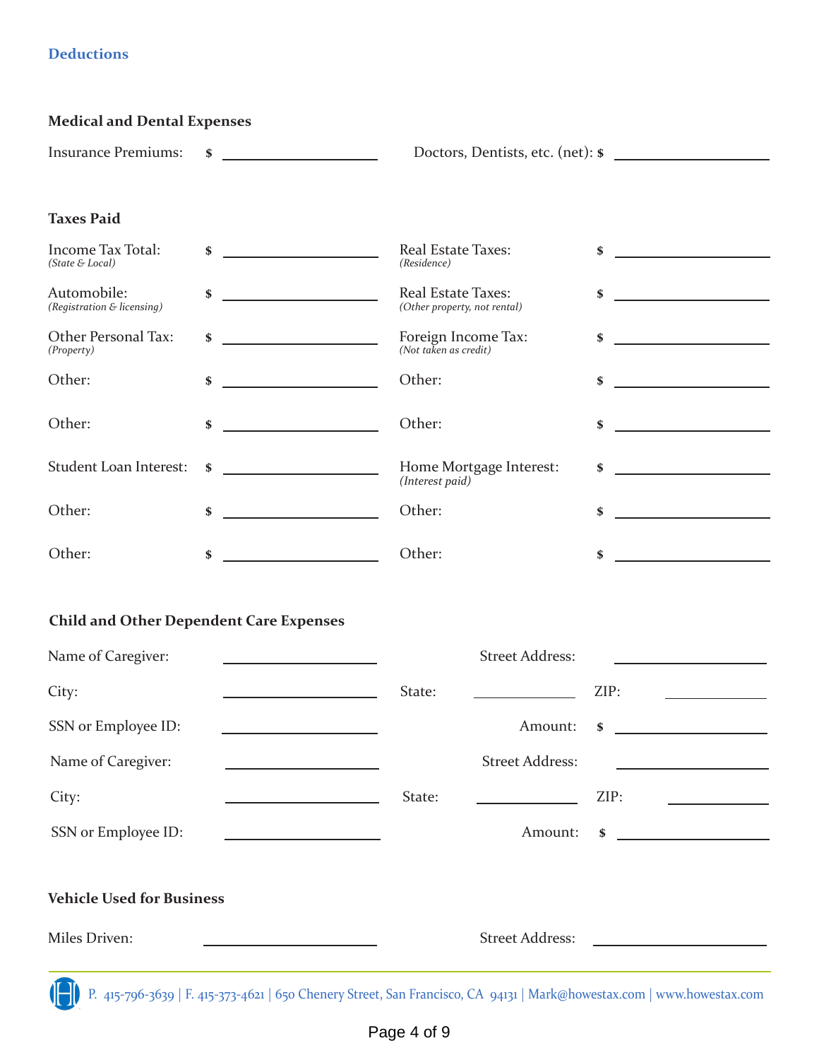## Deductions

### Medical and Dental Expenses

| | | | |
|---|---|---|---|
| Insurance Premiums: | $ ____________ | Doctors, Dentists, etc. (net): | $ ____________ |

### Taxes Paid

| | | | |
|---|---|---|---|
| Income Tax Total: *(State & Local)* | $ ____________ | Real Estate Taxes: *(Residence)* | $ ____________ |
| Automobile: *(Registration & licensing)* | $ ____________ | Real Estate Taxes: *(Other property, not rental)* | $ ____________ |
| Other Personal Tax: *(Property)* | $ ____________ | Foreign Income Tax: *(Not taken as credit)* | $ ____________ |
| Other: | $ ____________ | Other: | $ ____________ |
| Other: | $ ____________ | Other: | $ ____________ |
| Student Loan Interest: | $ ____________ | Home Mortgage Interest: *(Interest paid)* | $ ____________ |
| Other: | $ ____________ | Other: | $ ____________ |
| Other: | $ ____________ | Other: | $ ____________ |

### Child and Other Dependent Care Expenses

| | | | | | |
|---|---|---|---|---|---|
| Name of Caregiver: | ____________ | | Street Address: | | ____________ |
| City: | ____________ | State: | ____________ | ZIP: | ____________ |
| SSN or Employee ID: | ____________ | | Amount: | $ | ____________ |
| Name of Caregiver: | ____________ | | Street Address: | | ____________ |
| City: | ____________ | State: | ____________ | ZIP: | ____________ |
| SSN or Employee ID: | ____________ | | Amount: | $ | ____________ |

### Vehicle Used for Business

| | | | |
|---|---|---|---|
| Miles Driven: | ____________ | Street Address: | ____________ |

P. 415-796-3639 | F. 415-373-4621 | 650 Chenery Street, San Francisco, CA 94131 | Mark@howestax.com | www.howestax.com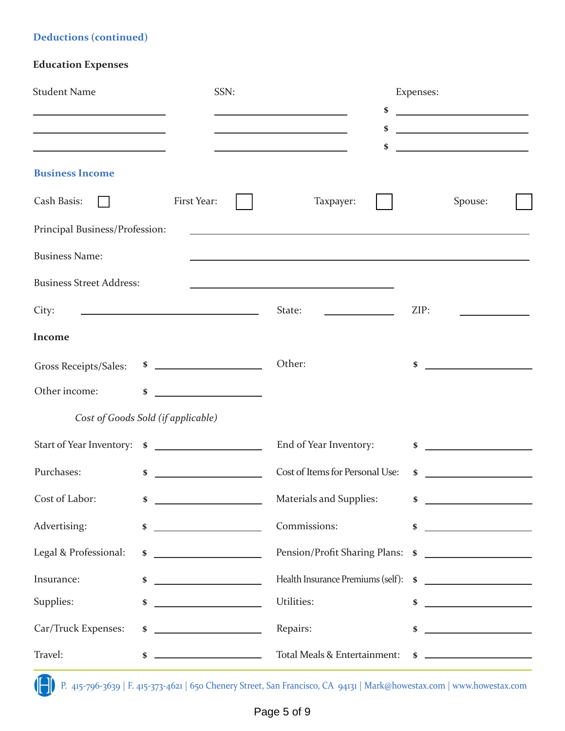## Deductions (continued)

### Education Expenses

| Student Name | SSN: | Expenses: |
|---|---|---|
| | | $ |
| | | $ |
| | | $ |

## Business Income

Cash Basis: ☐ First Year: ☐ Taxpayer: ☐ Spouse: ☐

Principal Business/Profession: ____________________

Business Name: ____________________

Business Street Address: ____________________

City: ____________________ State: __________ ZIP: __________

### Income

| | | | |
|---|---|---|---|
| Gross Receipts/Sales: | $ | Other: | $ |
| Other income: | $ | | |

*Cost of Goods Sold (if applicable)*

| | | | |
|---|---|---|---|
| Start of Year Inventory: | $ | End of Year Inventory: | $ |
| Purchases: | $ | Cost of Items for Personal Use: | $ |
| Cost of Labor: | $ | Materials and Supplies: | $ |
| Advertising: | $ | Commissions: | $ |
| Legal & Professional: | $ | Pension/Profit Sharing Plans: | $ |
| Insurance: | $ | Health Insurance Premiums (self): | $ |
| Supplies: | $ | Utilities: | $ |
| Car/Truck Expenses: | $ | Repairs: | $ |
| Travel: | $ | Total Meals & Entertainment: | $ |

P. 415-796-3639 | F. 415-373-4621 | 650 Chenery Street, San Francisco, CA 94131 | Mark@howestax.com | www.howestax.com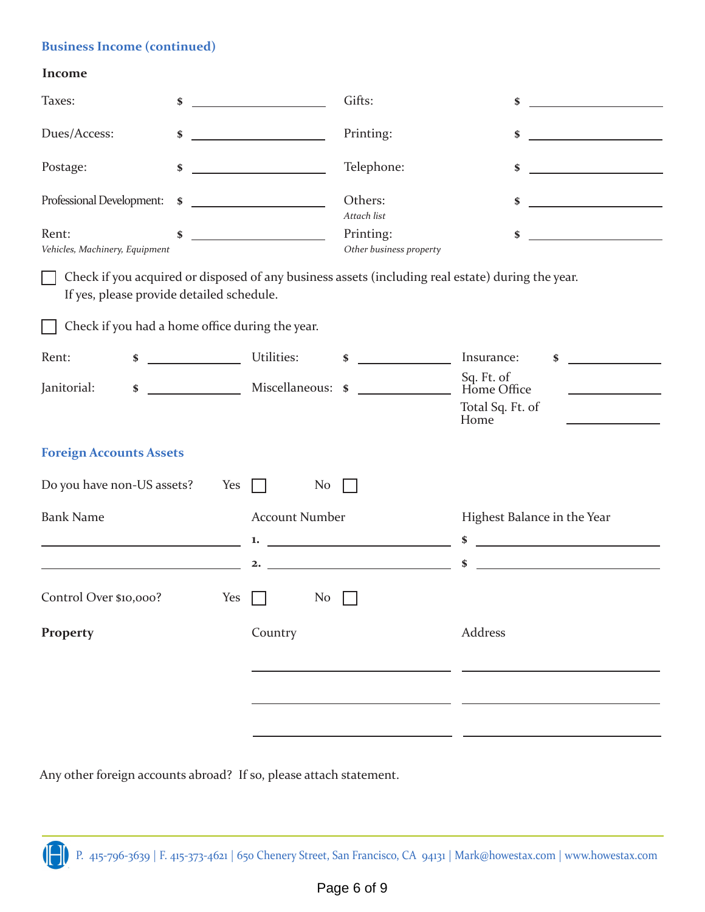## Business Income (continued)

### Income

| | | | |
|---|---|---|---|
| Taxes: | $ | Gifts: | $ |
| Dues/Access: | $ | Printing: | $ |
| Postage: | $ | Telephone: | $ |
| Professional Development: | $ | Others: *Attach list* | $ |
| Rent: *Vehicles, Machinery, Equipment* | $ | Printing: *Other business property* | $ |

☐ Check if you acquired or disposed of any business assets (including real estate) during the year. If yes, please provide detailed schedule.

☐ Check if you had a home office during the year.

| | | | | | |
|---|---|---|---|---|---|
| Rent: | $ | Utilities: | $ | Insurance: | $ |
| Janitorial: | $ | Miscellaneous: | $ | Sq. Ft. of Home Office | |
| | | | | Total Sq. Ft. of Home | |

## Foreign Accounts Assets

Do you have non-US assets? Yes ☐ No ☐

| Bank Name | Account Number | Highest Balance in the Year |
|---|---|---|
| | 1. | $ |
| | 2. | $ |

Control Over $10,000? Yes ☐ No ☐

| Property | Country | Address |
|---|---|---|
| | | |
| | | |
| | | |

Any other foreign accounts abroad? If so, please attach statement.

P. 415-796-3639 | F. 415-373-4621 | 650 Chenery Street, San Francisco, CA 94131 | Mark@howestax.com | www.howestax.com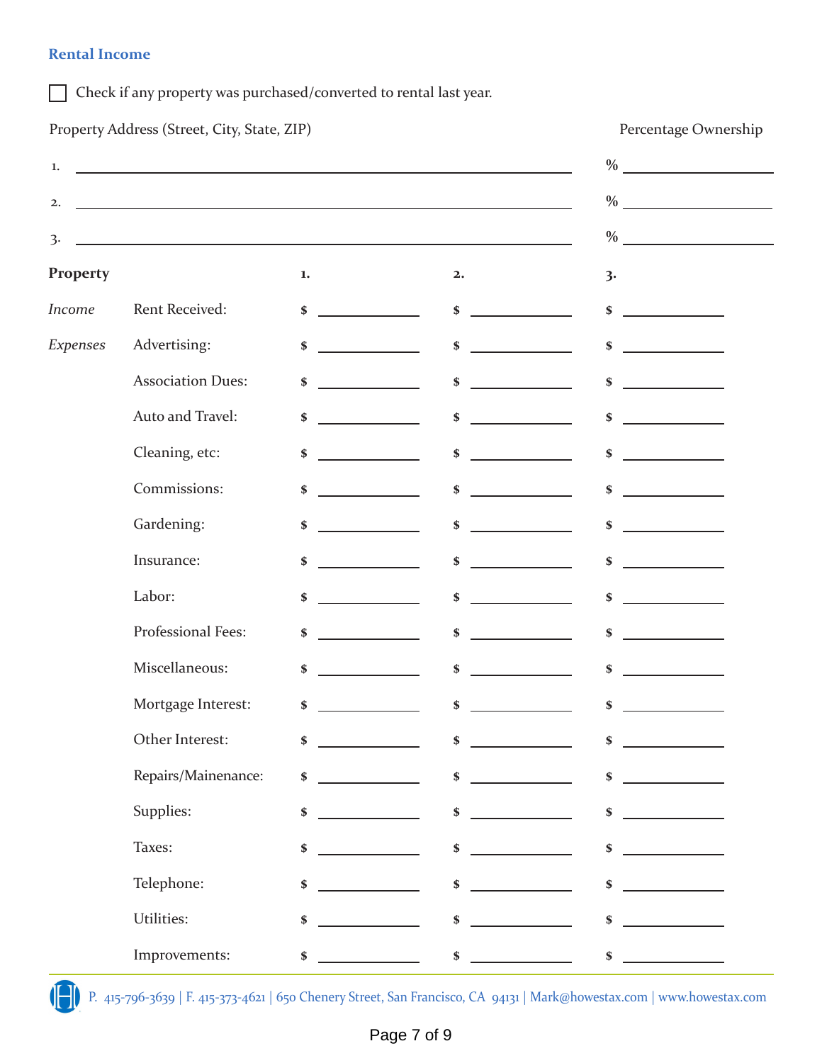## Rental Income

☐ Check if any property was purchased/converted to rental last year.

| | Property Address (Street, City, State, ZIP) | Percentage Ownership |
|---|---|---|
| 1. | | % |
| 2. | | % |
| 3. | | % |

| Property | | 1. | 2. | 3. |
|---|---|---|---|---|
| *Income* | Rent Received: | $ | $ | $ |
| *Expenses* | Advertising: | $ | $ | $ |
| | Association Dues: | $ | $ | $ |
| | Auto and Travel: | $ | $ | $ |
| | Cleaning, etc: | $ | $ | $ |
| | Commissions: | $ | $ | $ |
| | Gardening: | $ | $ | $ |
| | Insurance: | $ | $ | $ |
| | Labor: | $ | $ | $ |
| | Professional Fees: | $ | $ | $ |
| | Miscellaneous: | $ | $ | $ |
| | Mortgage Interest: | $ | $ | $ |
| | Other Interest: | $ | $ | $ |
| | Repairs/Mainenance: | $ | $ | $ |
| | Supplies: | $ | $ | $ |
| | Taxes: | $ | $ | $ |
| | Telephone: | $ | $ | $ |
| | Utilities: | $ | $ | $ |
| | Improvements: | $ | $ | $ |

P. 415-796-3639 | F. 415-373-4621 | 650 Chenery Street, San Francisco, CA 94131 | Mark@howestax.com | www.howestax.com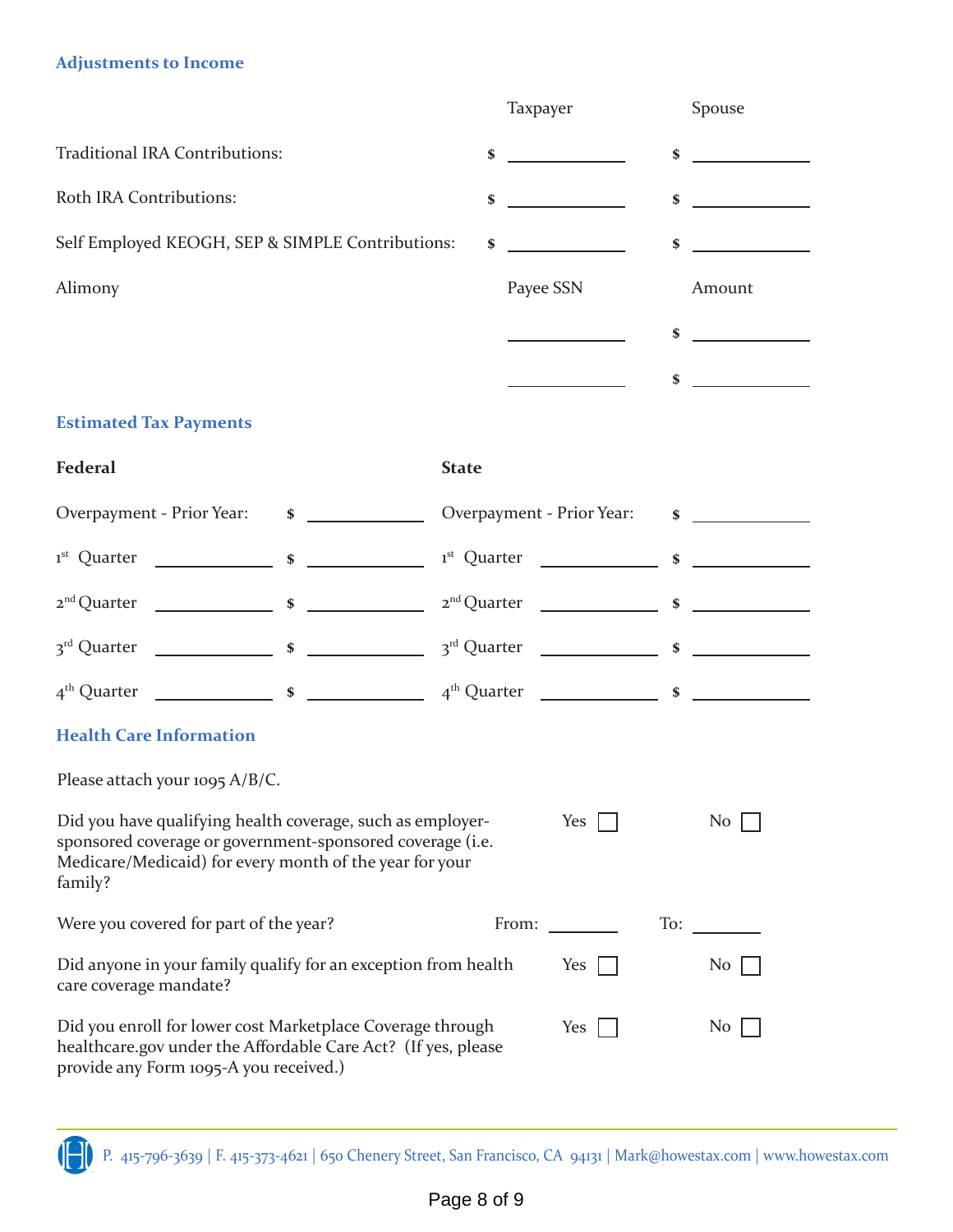## Adjustments to Income

| | Taxpayer | Spouse |
|---|---|---|
| Traditional IRA Contributions: | $ ______ | $ ______ |
| Roth IRA Contributions: | $ ______ | $ ______ |
| Self Employed KEOGH, SEP & SIMPLE Contributions: | $ ______ | $ ______ |
| Alimony | Payee SSN | Amount |
| | ______ | $ ______ |
| | ______ | $ ______ |

## Estimated Tax Payments

| Federal | | | State | | |
|---|---|---|---|---|---|
| Overpayment - Prior Year: | | $ ______ | Overpayment - Prior Year: | | $ ______ |
| 1st Quarter | ______ | $ ______ | 1st Quarter | ______ | $ ______ |
| 2nd Quarter | ______ | $ ______ | 2nd Quarter | ______ | $ ______ |
| 3rd Quarter | ______ | $ ______ | 3rd Quarter | ______ | $ ______ |
| 4th Quarter | ______ | $ ______ | 4th Quarter | ______ | $ ______ |

## Health Care Information

Please attach your 1095 A/B/C.

| | | |
|---|---|---|
| Did you have qualifying health coverage, such as employer-sponsored coverage or government-sponsored coverage (i.e. Medicare/Medicaid) for every month of the year for your family? | Yes ☐ | No ☐ |
| Were you covered for part of the year? | From: ______ | To: ______ |
| Did anyone in your family qualify for an exception from health care coverage mandate? | Yes ☐ | No ☐ |
| Did you enroll for lower cost Marketplace Coverage through healthcare.gov under the Affordable Care Act? (If yes, please provide any Form 1095-A you received.) | Yes ☐ | No ☐ |

P. 415-796-3639 | F. 415-373-4621 | 650 Chenery Street, San Francisco, CA 94131 | Mark@howestax.com | www.howestax.com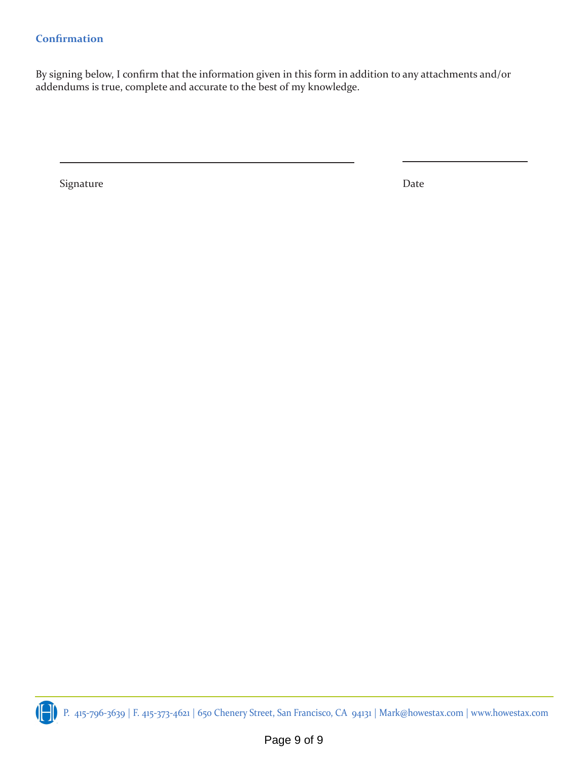### Confirmation

By signing below, I confirm that the information given in this form in addition to any attachments and/or addendums is true, complete and accurate to the best of my knowledge.

Signature ______________________________ Date ______________